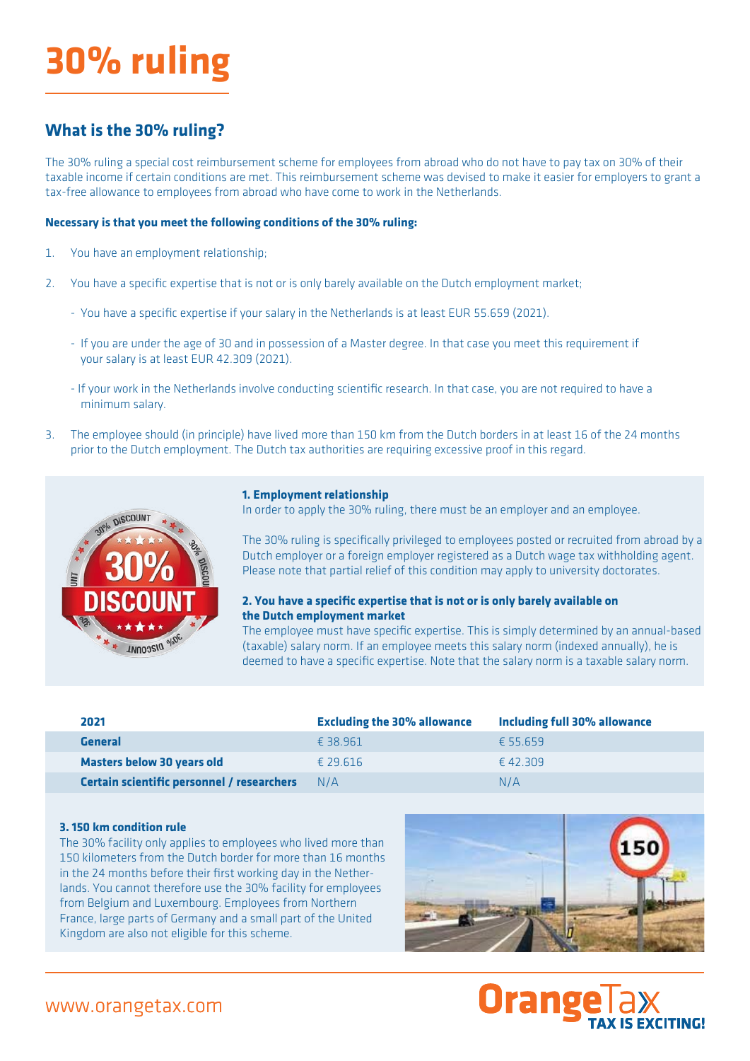# 30% ruling

## What is the 30% ruling?

The 30% ruling a special cost reimbursement scheme for employees from abroad who do not have to pay tax on 30% of their taxable income if certain conditions are met. This reimbursement scheme was devised to make it easier for employers to grant a tax-free allowance to employees from abroad who have come to work in the Netherlands.

**Necessary is that you meet the following conditions of the 30% ruling:**

1. You have an employment relationship;
2. You have a specific expertise that is not or is only barely available on the Dutch employment market;
   - You have a specific expertise if your salary in the Netherlands is at least EUR 55.659 (2021).
   - If you are under the age of 30 and in possession of a Master degree. In that case you meet this requirement if your salary is at least EUR 42.309 (2021).
   - If your work in the Netherlands involve conducting scientific research. In that case, you are not required to have a minimum salary.
3. The employee should (in principle) have lived more than 150 km from the Dutch borders in at least 16 of the 24 months prior to the Dutch employment. The Dutch tax authorities are requiring excessive proof in this regard.

**1. Employment relationship**
In order to apply the 30% ruling, there must be an employer and an employee.

The 30% ruling is specifically privileged to employees posted or recruited from abroad by a Dutch employer or a foreign employer registered as a Dutch wage tax withholding agent. Please note that partial relief of this condition may apply to university doctorates.

**2. You have a specific expertise that is not or is only barely available on the Dutch employment market**
The employee must have specific expertise. This is simply determined by an annual-based (taxable) salary norm. If an employee meets this salary norm (indexed annually), he is deemed to have a specific expertise. Note that the salary norm is a taxable salary norm.

| 2021 | Excluding the 30% allowance | Including full 30% allowance |
| --- | --- | --- |
| **General** | € 38.961 | € 55.659 |
| **Masters below 30 years old** | € 29.616 | € 42.309 |
| **Certain scientific personnel / researchers** | N/A | N/A |

**3. 150 km condition rule**
The 30% facility only applies to employees who lived more than 150 kilometers from the Dutch border for more than 16 months in the 24 months before their first working day in the Netherlands. You cannot therefore use the 30% facility for employees from Belgium and Luxembourg. Employees from Northern France, large parts of Germany and a small part of the United Kingdom are also not eligible for this scheme.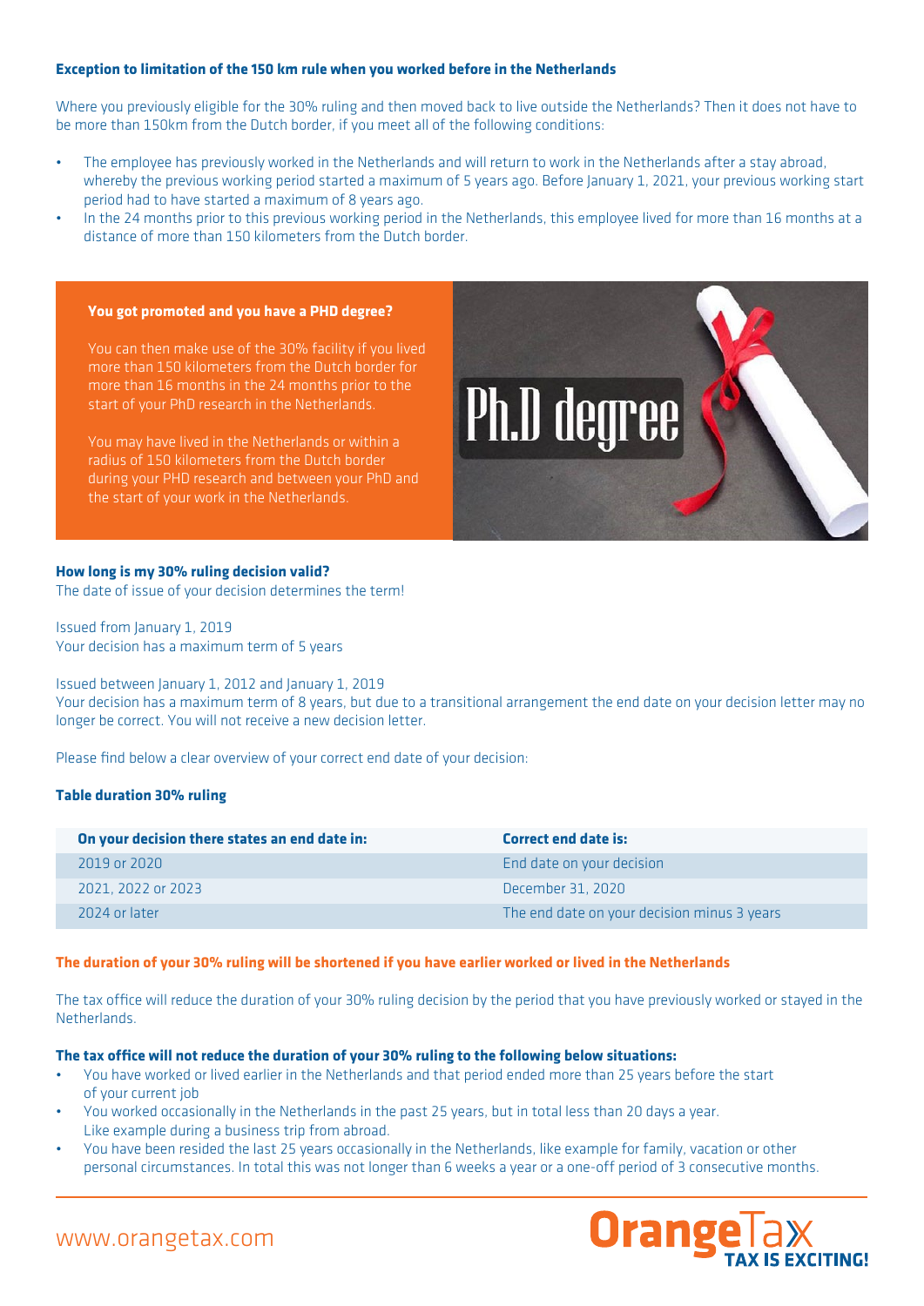### Exception to limitation of the 150 km rule when you worked before in the Netherlands

Where you previously eligible for the 30% ruling and then moved back to live outside the Netherlands? Then it does not have to be more than 150km from the Dutch border, if you meet all of the following conditions:

- The employee has previously worked in the Netherlands and will return to work in the Netherlands after a stay abroad, whereby the previous working period started a maximum of 5 years ago. Before January 1, 2021, your previous working start period had to have started a maximum of 8 years ago.
- In the 24 months prior to this previous working period in the Netherlands, this employee lived for more than 16 months at a distance of more than 150 kilometers from the Dutch border.

**You got promoted and you have a PHD degree?**

You can then make use of the 30% facility if you lived more than 150 kilometers from the Dutch border for more than 16 months in the 24 months prior to the start of your PhD research in the Netherlands.

You may have lived in the Netherlands or within a radius of 150 kilometers from the Dutch border during your PHD research and between your PhD and the start of your work in the Netherlands.

### How long is my 30% ruling decision valid?

The date of issue of your decision determines the term!

Issued from January 1, 2019
Your decision has a maximum term of 5 years

Issued between January 1, 2012 and January 1, 2019
Your decision has a maximum term of 8 years, but due to a transitional arrangement the end date on your decision letter may no longer be correct. You will not receive a new decision letter.

Please find below a clear overview of your correct end date of your decision:

### Table duration 30% ruling

| On your decision there states an end date in: | Correct end date is: |
| --- | --- |
| 2019 or 2020 | End date on your decision |
| 2021, 2022 or 2023 | December 31, 2020 |
| 2024 or later | The end date on your decision minus 3 years |

### The duration of your 30% ruling will be shortened if you have earlier worked or lived in the Netherlands

The tax office will reduce the duration of your 30% ruling decision by the period that you have previously worked or stayed in the Netherlands.

### The tax office will not reduce the duration of your 30% ruling to the following below situations:

- You have worked or lived earlier in the Netherlands and that period ended more than 25 years before the start of your current job
- You worked occasionally in the Netherlands in the past 25 years, but in total less than 20 days a year. Like example during a business trip from abroad.
- You have been resided the last 25 years occasionally in the Netherlands, like example for family, vacation or other personal circumstances. In total this was not longer than 6 weeks a year or a one-off period of 3 consecutive months.

www.orangetax.com

OrangeTax TAX IS EXCITING!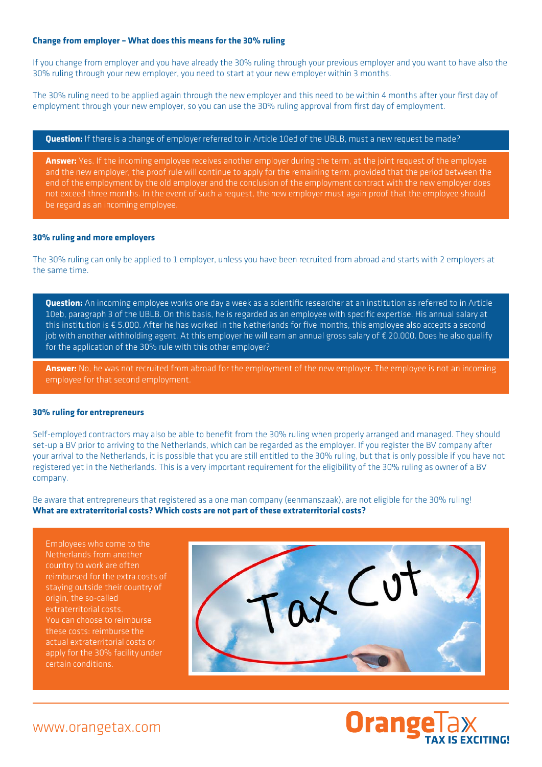### Change from employer – What does this means for the 30% ruling

If you change from employer and you have already the 30% ruling through your previous employer and you want to have also the 30% ruling through your new employer, you need to start at your new employer within 3 months.

The 30% ruling need to be applied again through the new employer and this need to be within 4 months after your first day of employment through your new employer, so you can use the 30% ruling approval from first day of employment.

**Question:** If there is a change of employer referred to in Article 10ed of the UBLB, must a new request be made?

**Answer:** Yes. If the incoming employee receives another employer during the term, at the joint request of the employee and the new employer, the proof rule will continue to apply for the remaining term, provided that the period between the end of the employment by the old employer and the conclusion of the employment contract with the new employer does not exceed three months. In the event of such a request, the new employer must again proof that the employee should be regard as an incoming employee.

### 30% ruling and more employers

The 30% ruling can only be applied to 1 employer, unless you have been recruited from abroad and starts with 2 employers at the same time.

**Question:** An incoming employee works one day a week as a scientific researcher at an institution as referred to in Article 10eb, paragraph 3 of the UBLB. On this basis, he is regarded as an employee with specific expertise. His annual salary at this institution is € 5.000. After he has worked in the Netherlands for five months, this employee also accepts a second job with another withholding agent. At this employer he will earn an annual gross salary of € 20.000. Does he also qualify for the application of the 30% rule with this other employer?

**Answer:** No, he was not recruited from abroad for the employment of the new employer. The employee is not an incoming employee for that second employment.

### 30% ruling for entrepreneurs

Self-employed contractors may also be able to benefit from the 30% ruling when properly arranged and managed. They should set-up a BV prior to arriving to the Netherlands, which can be regarded as the employer. If you register the BV company after your arrival to the Netherlands, it is possible that you are still entitled to the 30% ruling, but that is only possible if you have not registered yet in the Netherlands. This is a very important requirement for the eligibility of the 30% ruling as owner of a BV company.

Be aware that entrepreneurs that registered as a one man company (eenmanszaak), are not eligible for the 30% ruling!

**What are extraterritorial costs? Which costs are not part of these extraterritorial costs?**

Employees who come to the Netherlands from another country to work are often reimbursed for the extra costs of staying outside their country of origin, the so-called extraterritorial costs. You can choose to reimburse these costs: reimburse the actual extraterritorial costs or apply for the 30% facility under certain conditions.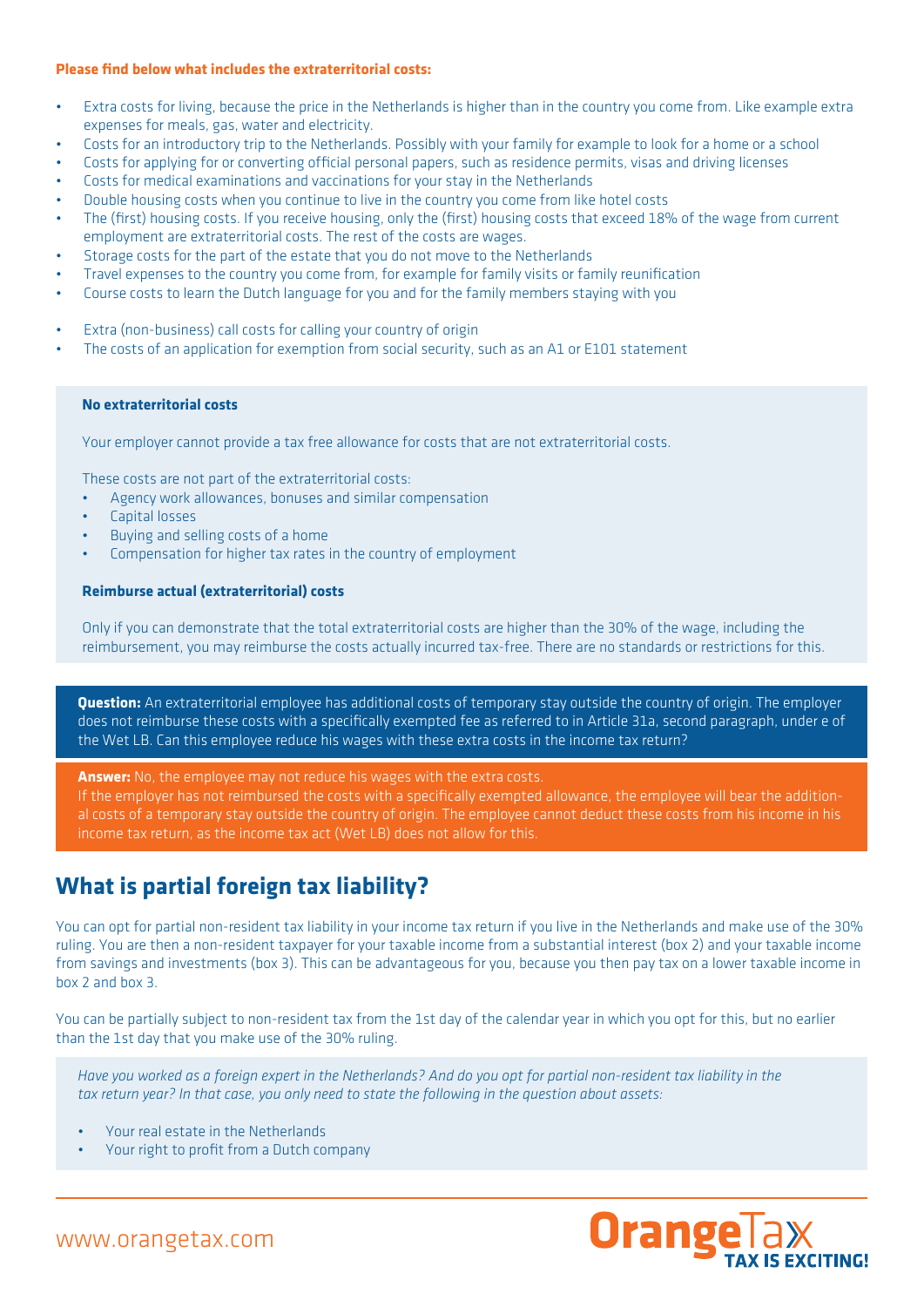**Please find below what includes the extraterritorial costs:**

- Extra costs for living, because the price in the Netherlands is higher than in the country you come from. Like example extra expenses for meals, gas, water and electricity.
- Costs for an introductory trip to the Netherlands. Possibly with your family for example to look for a home or a school
- Costs for applying for or converting official personal papers, such as residence permits, visas and driving licenses
- Costs for medical examinations and vaccinations for your stay in the Netherlands
- Double housing costs when you continue to live in the country you come from like hotel costs
- The (first) housing costs. If you receive housing, only the (first) housing costs that exceed 18% of the wage from current employment are extraterritorial costs. The rest of the costs are wages.
- Storage costs for the part of the estate that you do not move to the Netherlands
- Travel expenses to the country you come from, for example for family visits or family reunification
- Course costs to learn the Dutch language for you and for the family members staying with you

- Extra (non-business) call costs for calling your country of origin
- The costs of an application for exemption from social security, such as an A1 or E101 statement

**No extraterritorial costs**

Your employer cannot provide a tax free allowance for costs that are not extraterritorial costs.

These costs are not part of the extraterritorial costs:

- Agency work allowances, bonuses and similar compensation
- Capital losses
- Buying and selling costs of a home
- Compensation for higher tax rates in the country of employment

**Reimburse actual (extraterritorial) costs**

Only if you can demonstrate that the total extraterritorial costs are higher than the 30% of the wage, including the reimbursement, you may reimburse the costs actually incurred tax-free. There are no standards or restrictions for this.

**Question:** An extraterritorial employee has additional costs of temporary stay outside the country of origin. The employer does not reimburse these costs with a specifically exempted fee as referred to in Article 31a, second paragraph, under e of the Wet LB. Can this employee reduce his wages with these extra costs in the income tax return?

**Answer:** No, the employee may not reduce his wages with the extra costs.
If the employer has not reimbursed the costs with a specifically exempted allowance, the employee will bear the additional costs of a temporary stay outside the country of origin. The employee cannot deduct these costs from his income in his income tax return, as the income tax act (Wet LB) does not allow for this.

## What is partial foreign tax liability?

You can opt for partial non-resident tax liability in your income tax return if you live in the Netherlands and make use of the 30% ruling. You are then a non-resident taxpayer for your taxable income from a substantial interest (box 2) and your taxable income from savings and investments (box 3). This can be advantageous for you, because you then pay tax on a lower taxable income in box 2 and box 3.

You can be partially subject to non-resident tax from the 1st day of the calendar year in which you opt for this, but no earlier than the 1st day that you make use of the 30% ruling.

*Have you worked as a foreign expert in the Netherlands? And do you opt for partial non-resident tax liability in the tax return year? In that case, you only need to state the following in the question about assets:*

- Your real estate in the Netherlands
- Your right to profit from a Dutch company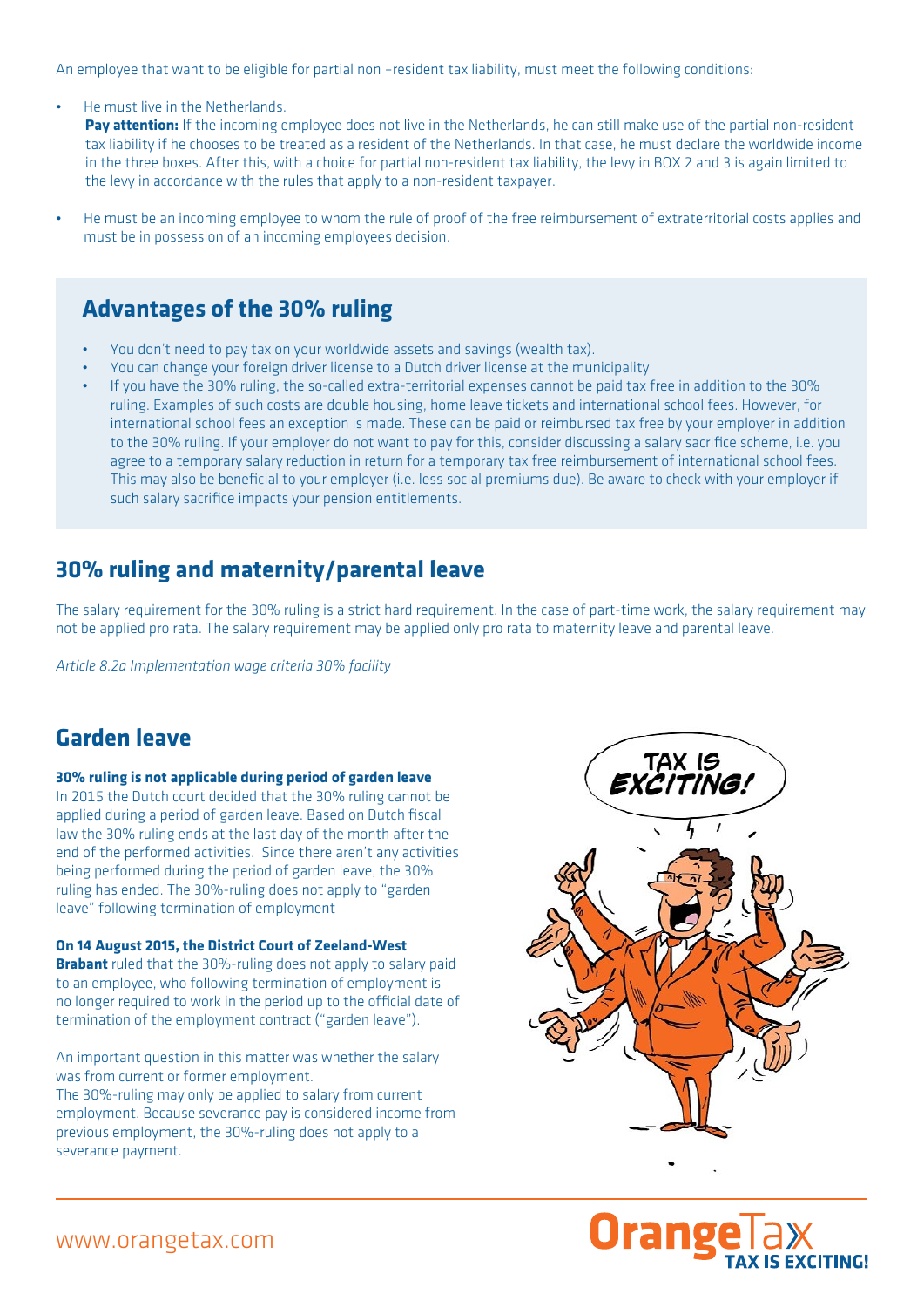An employee that want to be eligible for partial non –resident tax liability, must meet the following conditions:

- He must live in the Netherlands.
  **Pay attention:** If the incoming employee does not live in the Netherlands, he can still make use of the partial non-resident tax liability if he chooses to be treated as a resident of the Netherlands. In that case, he must declare the worldwide income in the three boxes. After this, with a choice for partial non-resident tax liability, the levy in BOX 2 and 3 is again limited to the levy in accordance with the rules that apply to a non-resident taxpayer.
- He must be an incoming employee to whom the rule of proof of the free reimbursement of extraterritorial costs applies and must be in possession of an incoming employees decision.

## Advantages of the 30% ruling

- You don't need to pay tax on your worldwide assets and savings (wealth tax).
- You can change your foreign driver license to a Dutch driver license at the municipality
- If you have the 30% ruling, the so-called extra-territorial expenses cannot be paid tax free in addition to the 30% ruling. Examples of such costs are double housing, home leave tickets and international school fees. However, for international school fees an exception is made. These can be paid or reimbursed tax free by your employer in addition to the 30% ruling. If your employer do not want to pay for this, consider discussing a salary sacrifice scheme, i.e. you agree to a temporary salary reduction in return for a temporary tax free reimbursement of international school fees. This may also be beneficial to your employer (i.e. less social premiums due). Be aware to check with your employer if such salary sacrifice impacts your pension entitlements.

## 30% ruling and maternity/parental leave

The salary requirement for the 30% ruling is a strict hard requirement. In the case of part-time work, the salary requirement may not be applied pro rata. The salary requirement may be applied only pro rata to maternity leave and parental leave.

*Article 8.2a Implementation wage criteria 30% facility*

## Garden leave

**30% ruling is not applicable during period of garden leave**
In 2015 the Dutch court decided that the 30% ruling cannot be applied during a period of garden leave. Based on Dutch fiscal law the 30% ruling ends at the last day of the month after the end of the performed activities. Since there aren't any activities being performed during the period of garden leave, the 30% ruling has ended. The 30%-ruling does not apply to "garden leave" following termination of employment

**On 14 August 2015, the District Court of Zeeland-West Brabant** ruled that the 30%-ruling does not apply to salary paid to an employee, who following termination of employment is no longer required to work in the period up to the official date of termination of the employment contract ("garden leave").

An important question in this matter was whether the salary was from current or former employment.
The 30%-ruling may only be applied to salary from current employment. Because severance pay is considered income from previous employment, the 30%-ruling does not apply to a severance payment.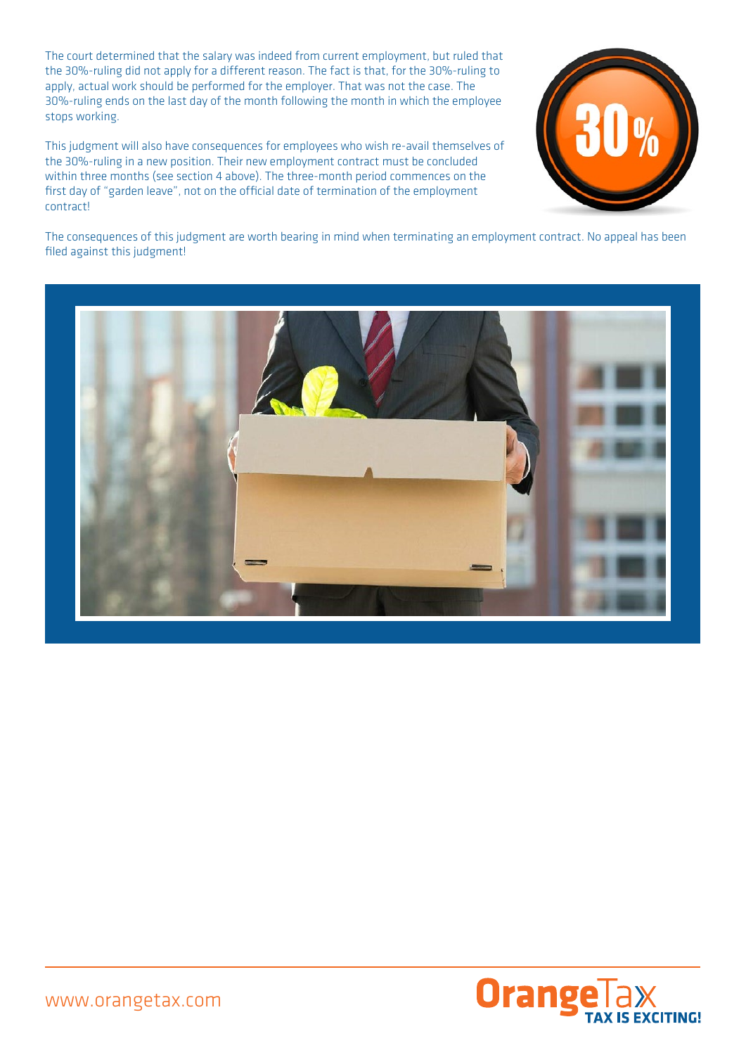The court determined that the salary was indeed from current employment, but ruled that the 30%-ruling did not apply for a different reason. The fact is that, for the 30%-ruling to apply, actual work should be performed for the employer. That was not the case. The 30%-ruling ends on the last day of the month following the month in which the employee stops working.

This judgment will also have consequences for employees who wish re-avail themselves of the 30%-ruling in a new position. Their new employment contract must be concluded within three months (see section 4 above). The three-month period commences on the first day of "garden leave", not on the official date of termination of the employment contract!

The consequences of this judgment are worth bearing in mind when terminating an employment contract. No appeal has been filed against this judgment!